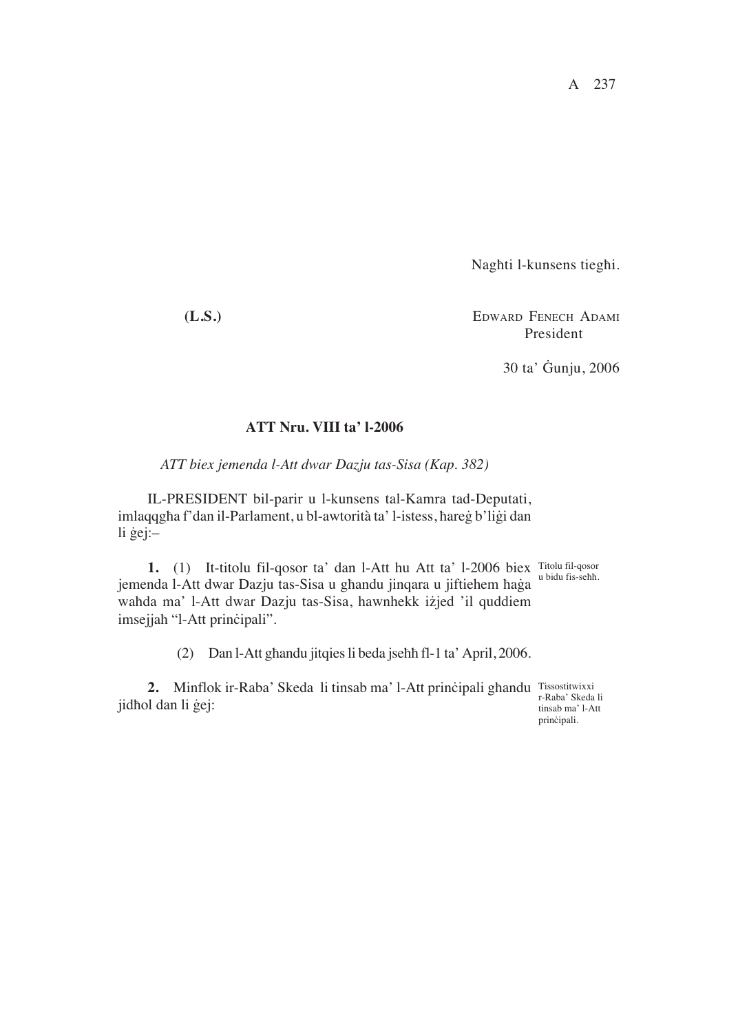Naghti l-kunsens tieghi.

**(L.S.)**

EDWARD FENECH ADAMI
President

30 ta' Ġunju, 2006

**ATT Nru. VIII ta' l-2006**

*ATT biex jemenda l-Att dwar Dazju tas-Sisa (Kap. 382)*

IL-PRESIDENT bil-parir u l-kunsens tal-Kamra tad-Deputati, imlaqqgħa f'dan il-Parlament, u bl-awtorità ta' l-istess, ħareġ b'liġi dan li ġej:–

Titolu fil-qosor u bidu fis-seħħ.

**1.** (1) It-titolu fil-qosor ta' dan l-Att hu Att ta' l-2006 biex jemenda l-Att dwar Dazju tas-Sisa u għandu jinqara u jiftiehem ħaġa waħda ma' l-Att dwar Dazju tas-Sisa, hawnhekk iżjed 'il quddiem imsejjaħ "l-Att prinċipali".

(2) Dan l-Att għandu jitqies li beda jseħħ fl-1 ta' April, 2006.

Tissostitwixxi r-Raba' Skeda li tinsab ma' l-Att prinċipali.

**2.** Minflok ir-Raba' Skeda li tinsab ma' l-Att prinċipali għandu jidħol dan li ġej: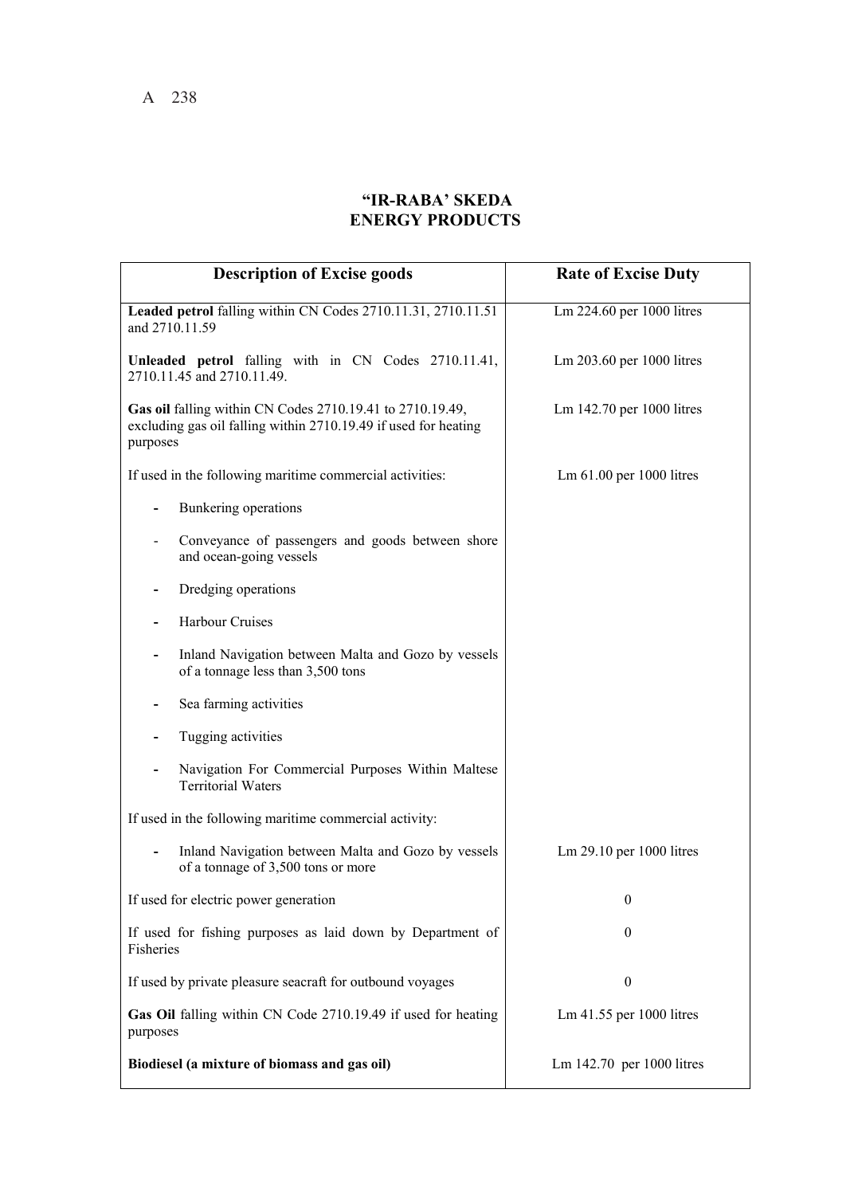## "IR-RABA' SKEDA
## ENERGY PRODUCTS

| Description of Excise goods | Rate of Excise Duty |
|---|---|
| **Leaded petrol** falling within CN Codes 2710.11.31, 2710.11.51 and 2710.11.59 | Lm 224.60 per 1000 litres |
| **Unleaded petrol** falling with in CN Codes 2710.11.41, 2710.11.45 and 2710.11.49. | Lm 203.60 per 1000 litres |
| **Gas oil** falling within CN Codes 2710.19.41 to 2710.19.49, excluding gas oil falling within 2710.19.49 if used for heating purposes | Lm 142.70 per 1000 litres |
| If used in the following maritime commercial activities: | Lm 61.00 per 1000 litres |
| - Bunkering operations | |
| - Conveyance of passengers and goods between shore and ocean-going vessels | |
| - Dredging operations | |
| - Harbour Cruises | |
| - Inland Navigation between Malta and Gozo by vessels of a tonnage less than 3,500 tons | |
| - Sea farming activities | |
| - Tugging activities | |
| - Navigation For Commercial Purposes Within Maltese Territorial Waters | |
| If used in the following maritime commercial activity: | |
| - Inland Navigation between Malta and Gozo by vessels of a tonnage of 3,500 tons or more | Lm 29.10 per 1000 litres |
| If used for electric power generation | 0 |
| If used for fishing purposes as laid down by Department of Fisheries | 0 |
| If used by private pleasure seacraft for outbound voyages | 0 |
| **Gas Oil** falling within CN Code 2710.19.49 if used for heating purposes | Lm 41.55 per 1000 litres |
| **Biodiesel (a mixture of biomass and gas oil)** | Lm 142.70 per 1000 litres |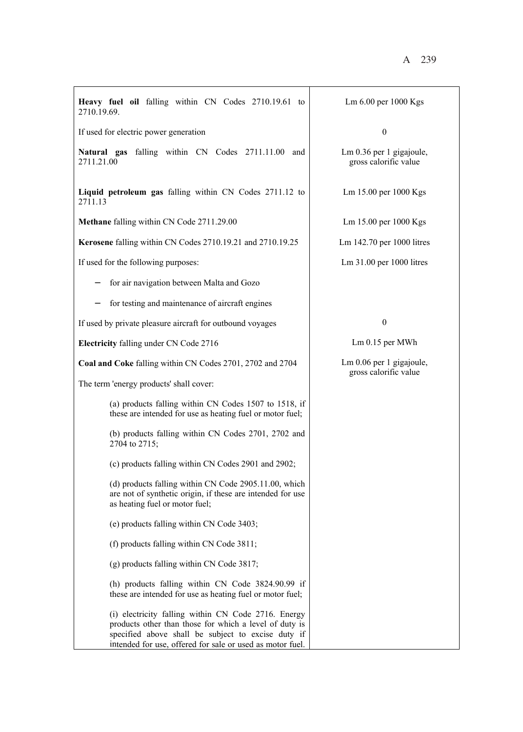| | |
|---|---|
| **Heavy fuel oil** falling within CN Codes 2710.19.61 to 2710.19.69. | Lm 6.00 per 1000 Kgs |
| If used for electric power generation | 0 |
| **Natural gas** falling within CN Codes 2711.11.00 and 2711.21.00 | Lm 0.36 per 1 gigajoule, gross calorific value |
| **Liquid petroleum gas** falling within CN Codes 2711.12 to 2711.13 | Lm 15.00 per 1000 Kgs |
| **Methane** falling within CN Code 2711.29.00 | Lm 15.00 per 1000 Kgs |
| **Kerosene** falling within CN Codes 2710.19.21 and 2710.19.25 | Lm 142.70 per 1000 litres |
| If used for the following purposes: | Lm 31.00 per 1000 litres |
| − for air navigation between Malta and Gozo | |
| − for testing and maintenance of aircraft engines | |
| If used by private pleasure aircraft for outbound voyages | 0 |
| **Electricity** falling under CN Code 2716 | Lm 0.15 per MWh |
| **Coal and Coke** falling within CN Codes 2701, 2702 and 2704 | Lm 0.06 per 1 gigajoule, gross calorific value |
| The term 'energy products' shall cover: | |
| (a) products falling within CN Codes 1507 to 1518, if these are intended for use as heating fuel or motor fuel; | |
| (b) products falling within CN Codes 2701, 2702 and 2704 to 2715; | |
| (c) products falling within CN Codes 2901 and 2902; | |
| (d) products falling within CN Code 2905.11.00, which are not of synthetic origin, if these are intended for use as heating fuel or motor fuel; | |
| (e) products falling within CN Code 3403; | |
| (f) products falling within CN Code 3811; | |
| (g) products falling within CN Code 3817; | |
| (h) products falling within CN Code 3824.90.99 if these are intended for use as heating fuel or motor fuel; | |
| (i) electricity falling within CN Code 2716. Energy products other than those for which a level of duty is specified above shall be subject to excise duty if intended for use, offered for sale or used as motor fuel. | |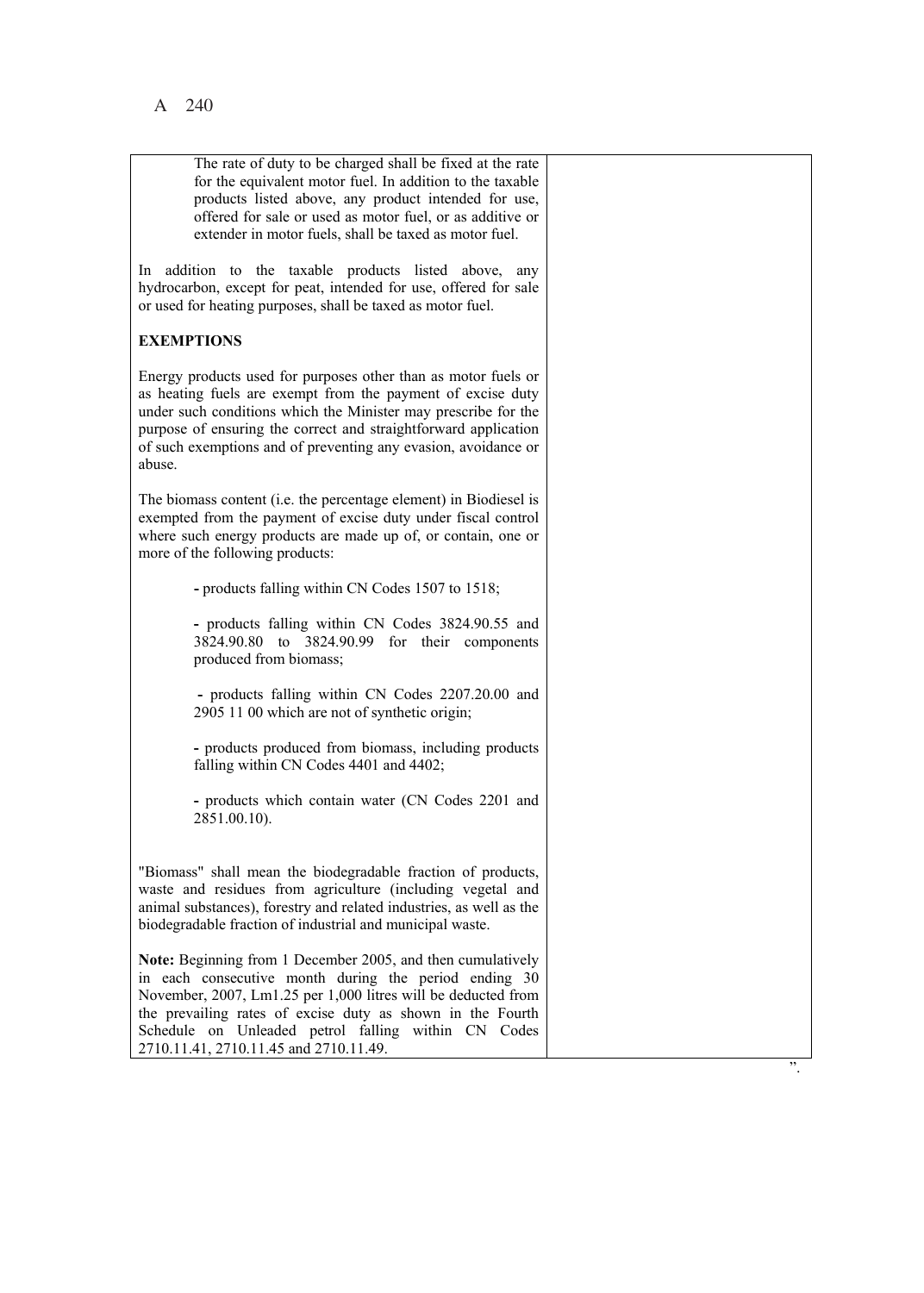The rate of duty to be charged shall be fixed at the rate for the equivalent motor fuel. In addition to the taxable products listed above, any product intended for use, offered for sale or used as motor fuel, or as additive or extender in motor fuels, shall be taxed as motor fuel.

In addition to the taxable products listed above, any hydrocarbon, except for peat, intended for use, offered for sale or used for heating purposes, shall be taxed as motor fuel.

**EXEMPTIONS**

Energy products used for purposes other than as motor fuels or as heating fuels are exempt from the payment of excise duty under such conditions which the Minister may prescribe for the purpose of ensuring the correct and straightforward application of such exemptions and of preventing any evasion, avoidance or abuse.

The biomass content (i.e. the percentage element) in Biodiesel is exempted from the payment of excise duty under fiscal control where such energy products are made up of, or contain, one or more of the following products:

- products falling within CN Codes 1507 to 1518;
- products falling within CN Codes 3824.90.55 and 3824.90.80 to 3824.90.99 for their components produced from biomass;
- products falling within CN Codes 2207.20.00 and 2905 11 00 which are not of synthetic origin;
- products produced from biomass, including products falling within CN Codes 4401 and 4402;
- products which contain water (CN Codes 2201 and 2851.00.10).

"Biomass" shall mean the biodegradable fraction of products, waste and residues from agriculture (including vegetal and animal substances), forestry and related industries, as well as the biodegradable fraction of industrial and municipal waste.

**Note:** Beginning from 1 December 2005, and then cumulatively in each consecutive month during the period ending 30 November, 2007, Lm1.25 per 1,000 litres will be deducted from the prevailing rates of excise duty as shown in the Fourth Schedule on Unleaded petrol falling within CN Codes 2710.11.41, 2710.11.45 and 2710.11.49.

".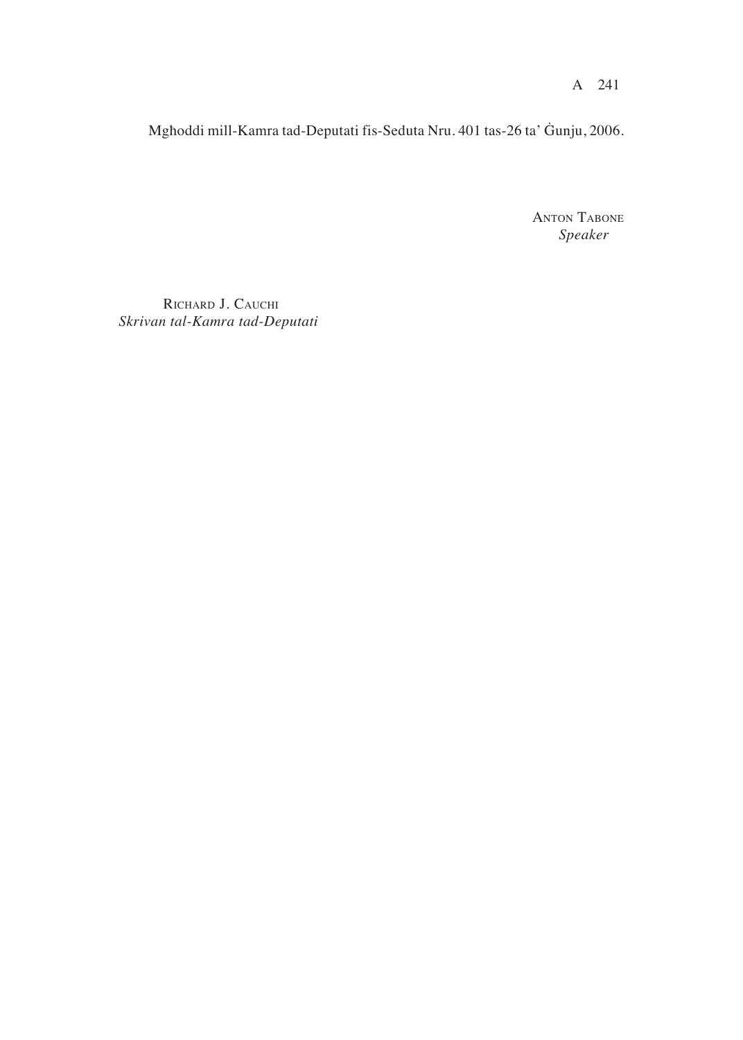Mgħoddi mill-Kamra tad-Deputati fis-Seduta Nru. 401 tas-26 ta' Ġunju, 2006.

ANTON TABONE
*Speaker*

RICHARD J. CAUCHI
*Skrivan tal-Kamra tad-Deputati*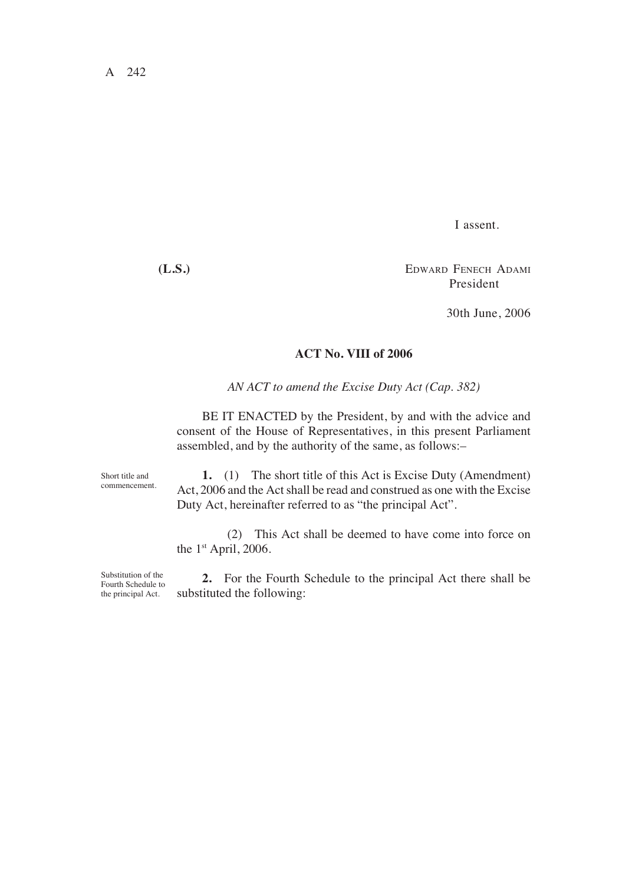I assent.

**(L.S.)**

EDWARD FENECH ADAMI
President

30th June, 2006

**ACT No. VIII of 2006**

*AN ACT to amend the Excise Duty Act (Cap. 382)*

BE IT ENACTED by the President, by and with the advice and consent of the House of Representatives, in this present Parliament assembled, and by the authority of the same, as follows:–

Short title and commencement.

**1.** (1) The short title of this Act is Excise Duty (Amendment) Act, 2006 and the Act shall be read and construed as one with the Excise Duty Act, hereinafter referred to as "the principal Act".

(2) This Act shall be deemed to have come into force on the 1st April, 2006.

Substitution of the Fourth Schedule to the principal Act.

**2.** For the Fourth Schedule to the principal Act there shall be substituted the following: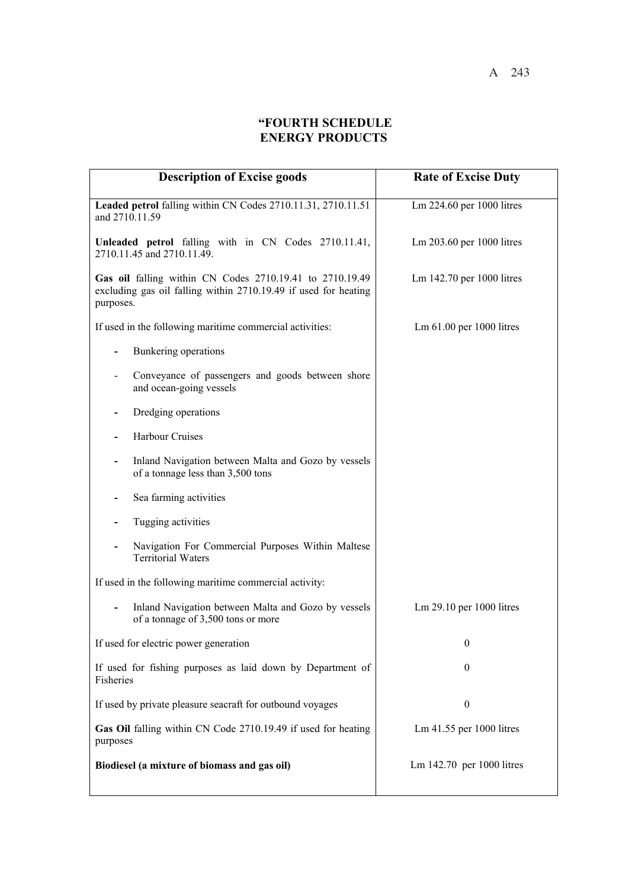# "FOURTH SCHEDULE
## ENERGY PRODUCTS

| Description of Excise goods | Rate of Excise Duty |
|---|---|
| **Leaded petrol** falling within CN Codes 2710.11.31, 2710.11.51 and 2710.11.59 | Lm 224.60 per 1000 litres |
| **Unleaded petrol** falling with in CN Codes 2710.11.41, 2710.11.45 and 2710.11.49. | Lm 203.60 per 1000 litres |
| **Gas oil** falling within CN Codes 2710.19.41 to 2710.19.49 excluding gas oil falling within 2710.19.49 if used for heating purposes. | Lm 142.70 per 1000 litres |
| If used in the following maritime commercial activities: | Lm 61.00 per 1000 litres |
| - Bunkering operations | |
| - Conveyance of passengers and goods between shore and ocean-going vessels | |
| - Dredging operations | |
| - Harbour Cruises | |
| - Inland Navigation between Malta and Gozo by vessels of a tonnage less than 3,500 tons | |
| - Sea farming activities | |
| - Tugging activities | |
| - Navigation For Commercial Purposes Within Maltese Territorial Waters | |
| If used in the following maritime commercial activity: | |
| - Inland Navigation between Malta and Gozo by vessels of a tonnage of 3,500 tons or more | Lm 29.10 per 1000 litres |
| If used for electric power generation | 0 |
| If used for fishing purposes as laid down by Department of Fisheries | 0 |
| If used by private pleasure seacraft for outbound voyages | 0 |
| **Gas Oil** falling within CN Code 2710.19.49 if used for heating purposes | Lm 41.55 per 1000 litres |
| **Biodiesel (a mixture of biomass and gas oil)** | Lm 142.70 per 1000 litres |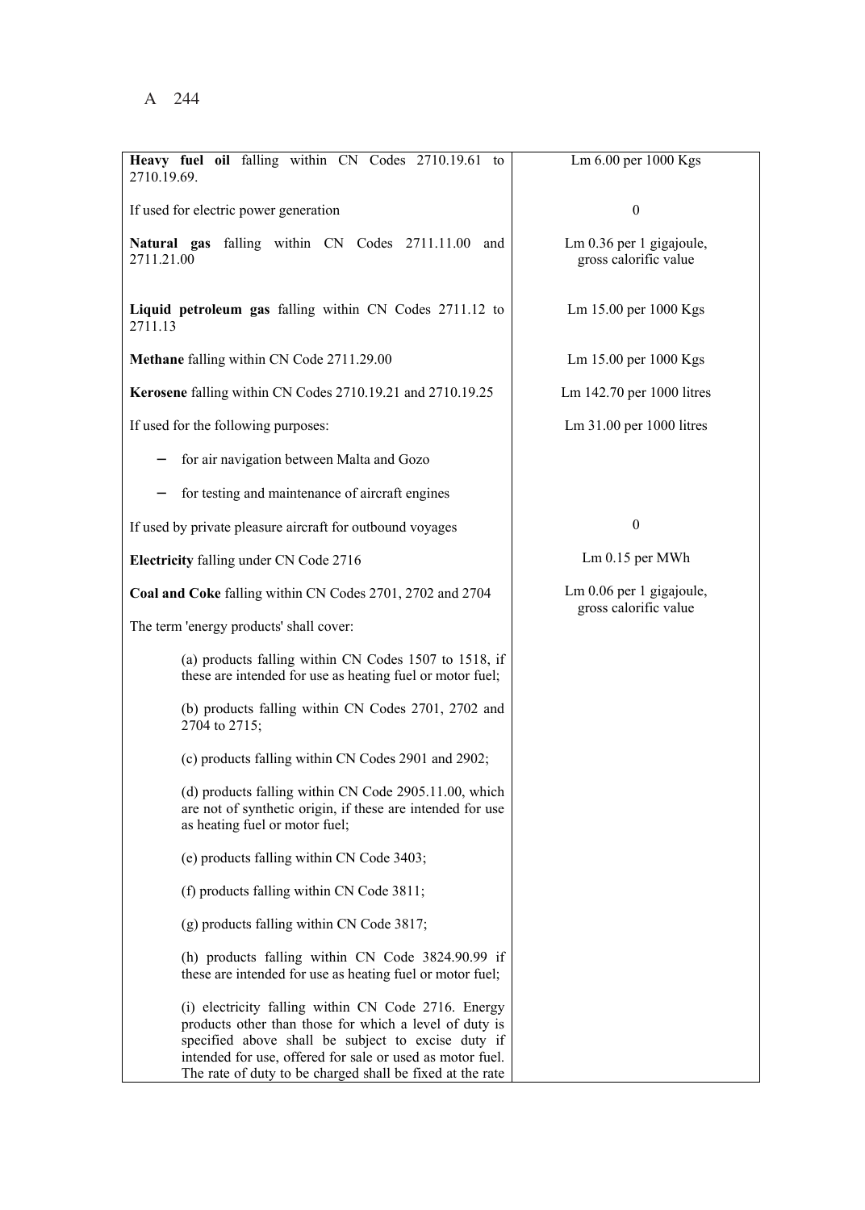| | |
|---|---|
| **Heavy fuel oil** falling within CN Codes 2710.19.61 to 2710.19.69. | Lm 6.00 per 1000 Kgs |
| If used for electric power generation | 0 |
| **Natural gas** falling within CN Codes 2711.11.00 and 2711.21.00 | Lm 0.36 per 1 gigajoule, gross calorific value |
| **Liquid petroleum gas** falling within CN Codes 2711.12 to 2711.13 | Lm 15.00 per 1000 Kgs |
| **Methane** falling within CN Code 2711.29.00 | Lm 15.00 per 1000 Kgs |
| **Kerosene** falling within CN Codes 2710.19.21 and 2710.19.25 | Lm 142.70 per 1000 litres |
| If used for the following purposes: | Lm 31.00 per 1000 litres |
| − for air navigation between Malta and Gozo | |
| − for testing and maintenance of aircraft engines | |
| If used by private pleasure aircraft for outbound voyages | 0 |
| **Electricity** falling under CN Code 2716 | Lm 0.15 per MWh |
| **Coal and Coke** falling within CN Codes 2701, 2702 and 2704 | Lm 0.06 per 1 gigajoule, gross calorific value |
| The term 'energy products' shall cover: | |
| (a) products falling within CN Codes 1507 to 1518, if these are intended for use as heating fuel or motor fuel; | |
| (b) products falling within CN Codes 2701, 2702 and 2704 to 2715; | |
| (c) products falling within CN Codes 2901 and 2902; | |
| (d) products falling within CN Code 2905.11.00, which are not of synthetic origin, if these are intended for use as heating fuel or motor fuel; | |
| (e) products falling within CN Code 3403; | |
| (f) products falling within CN Code 3811; | |
| (g) products falling within CN Code 3817; | |
| (h) products falling within CN Code 3824.90.99 if these are intended for use as heating fuel or motor fuel; | |
| (i) electricity falling within CN Code 2716. Energy products other than those for which a level of duty is specified above shall be subject to excise duty if intended for use, offered for sale or used as motor fuel. The rate of duty to be charged shall be fixed at the rate | |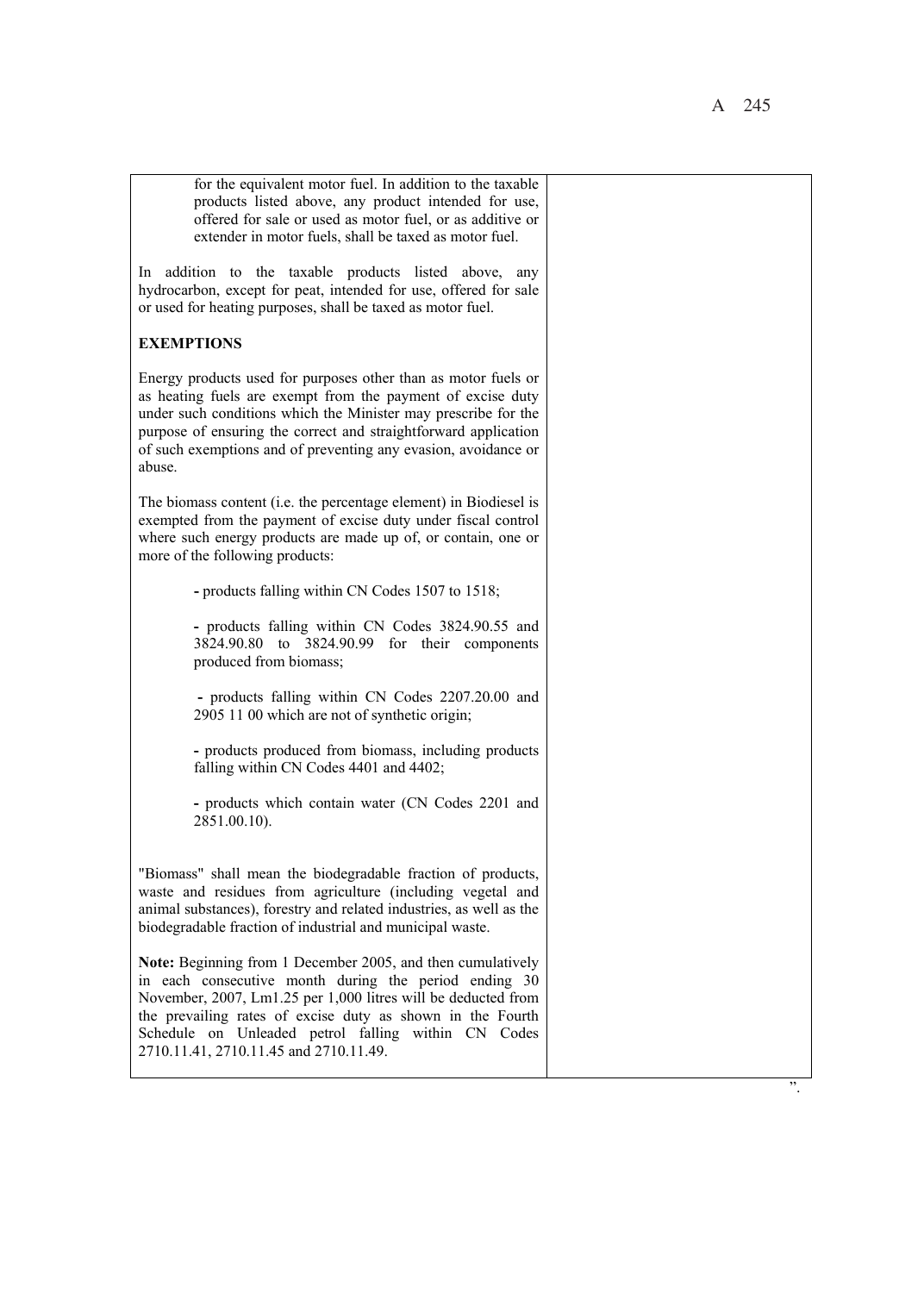| | |
|---|---|
| for the equivalent motor fuel. In addition to the taxable products listed above, any product intended for use, offered for sale or used as motor fuel, or as additive or extender in motor fuels, shall be taxed as motor fuel.<br><br>In addition to the taxable products listed above, any hydrocarbon, except for peat, intended for use, offered for sale or used for heating purposes, shall be taxed as motor fuel.<br><br>**EXEMPTIONS**<br><br>Energy products used for purposes other than as motor fuels or as heating fuels are exempt from the payment of excise duty under such conditions which the Minister may prescribe for the purpose of ensuring the correct and straightforward application of such exemptions and of preventing any evasion, avoidance or abuse.<br><br>The biomass content (i.e. the percentage element) in Biodiesel is exempted from the payment of excise duty under fiscal control where such energy products are made up of, or contain, one or more of the following products:<br><br>- products falling within CN Codes 1507 to 1518;<br><br>- products falling within CN Codes 3824.90.55 and 3824.90.80 to 3824.90.99 for their components produced from biomass;<br><br>- products falling within CN Codes 2207.20.00 and 2905 11 00 which are not of synthetic origin;<br><br>- products produced from biomass, including products falling within CN Codes 4401 and 4402;<br><br>- products which contain water (CN Codes 2201 and 2851.00.10).<br><br>"Biomass" shall mean the biodegradable fraction of products, waste and residues from agriculture (including vegetal and animal substances), forestry and related industries, as well as the biodegradable fraction of industrial and municipal waste.<br><br>**Note:** Beginning from 1 December 2005, and then cumulatively in each consecutive month during the period ending 30 November, 2007, Lm1.25 per 1,000 litres will be deducted from the prevailing rates of excise duty as shown in the Fourth Schedule on Unleaded petrol falling within CN Codes 2710.11.41, 2710.11.45 and 2710.11.49. | |

".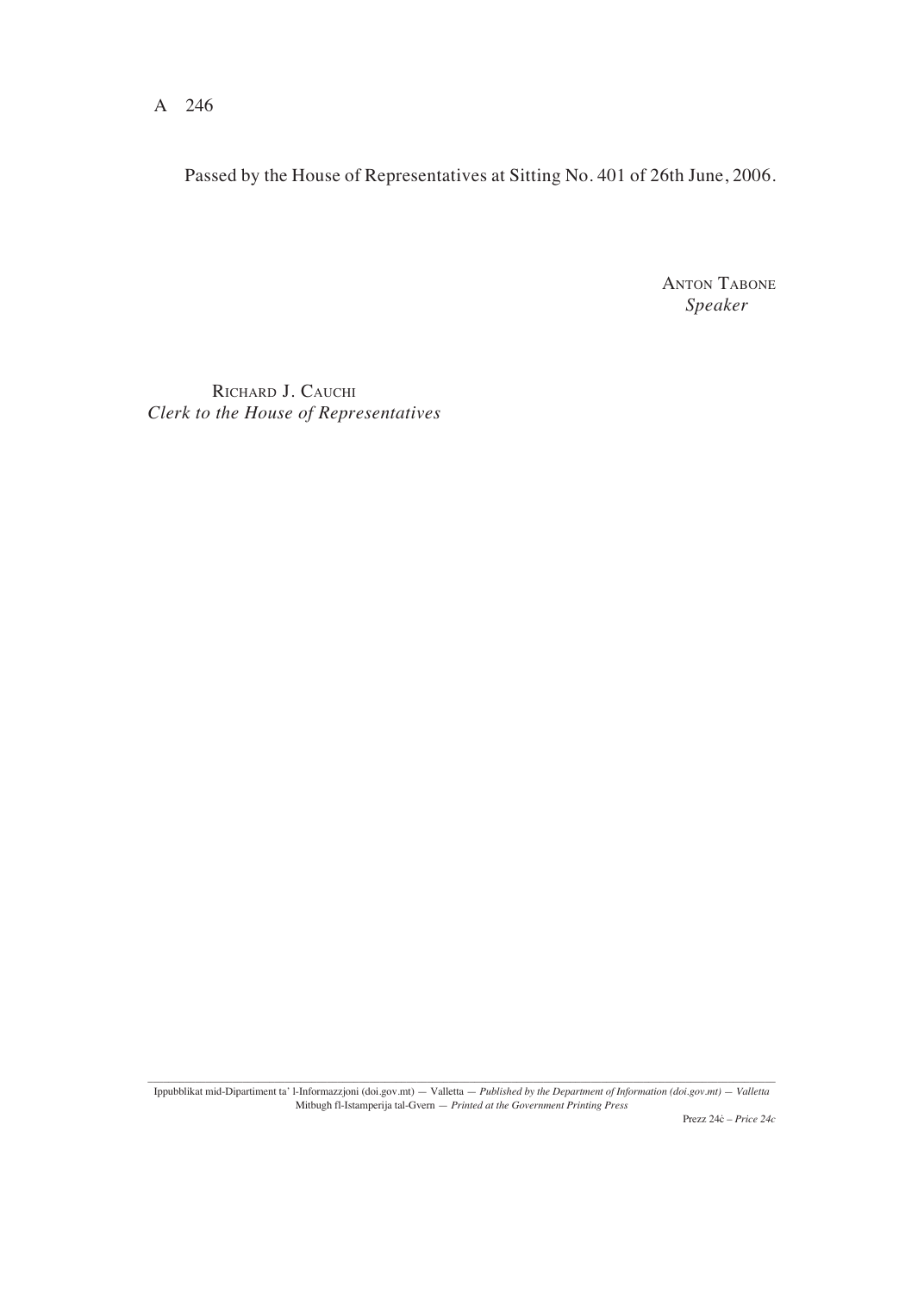Passed by the House of Representatives at Sitting No. 401 of 26th June, 2006.

ANTON TABONE
*Speaker*

RICHARD J. CAUCHI
*Clerk to the House of Representatives*

Ippubblikat mid-Dipartiment ta' l-Informazzjoni (doi.gov.mt) — Valletta — *Published by the Department of Information (doi.gov.mt) — Valletta*
Mitbugh fl-Istamperija tal-Gvern — *Printed at the Government Printing Press*

Prezz 24ċ – *Price 24c*